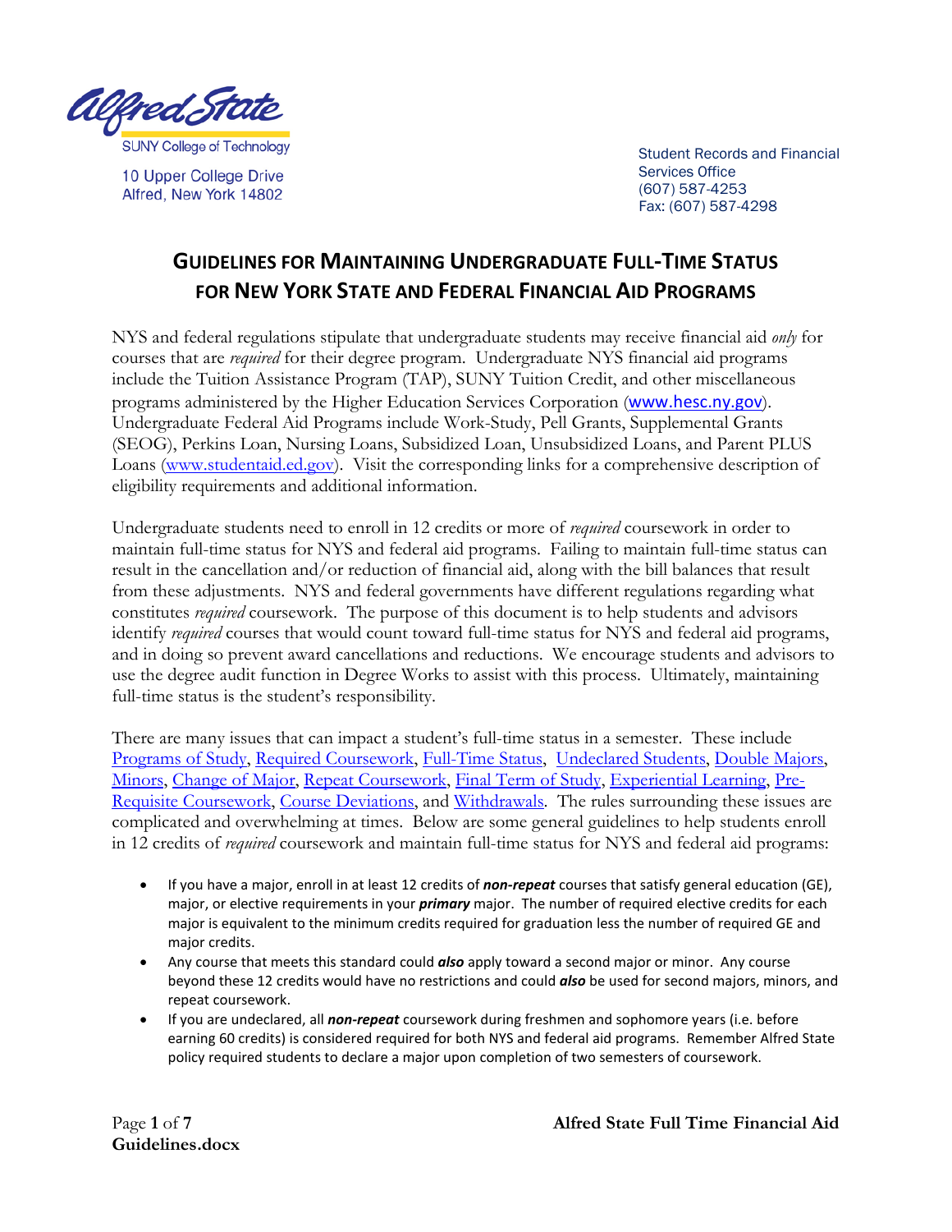Alfred State
SUNY College of Technology

10 Upper College Drive
Alfred, New York 14802

Student Records and Financial Services Office
(607) 587-4253
Fax: (607) 587-4298

# GUIDELINES FOR MAINTAINING UNDERGRADUATE FULL-TIME STATUS FOR NEW YORK STATE AND FEDERAL FINANCIAL AID PROGRAMS

NYS and federal regulations stipulate that undergraduate students may receive financial aid *only* for courses that are *required* for their degree program. Undergraduate NYS financial aid programs include the Tuition Assistance Program (TAP), SUNY Tuition Credit, and other miscellaneous programs administered by the Higher Education Services Corporation (www.hesc.ny.gov). Undergraduate Federal Aid Programs include Work-Study, Pell Grants, Supplemental Grants (SEOG), Perkins Loan, Nursing Loans, Subsidized Loan, Unsubsidized Loans, and Parent PLUS Loans (www.studentaid.ed.gov). Visit the corresponding links for a comprehensive description of eligibility requirements and additional information.

Undergraduate students need to enroll in 12 credits or more of *required* coursework in order to maintain full-time status for NYS and federal aid programs. Failing to maintain full-time status can result in the cancellation and/or reduction of financial aid, along with the bill balances that result from these adjustments. NYS and federal governments have different regulations regarding what constitutes *required* coursework. The purpose of this document is to help students and advisors identify *required* courses that would count toward full-time status for NYS and federal aid programs, and in doing so prevent award cancellations and reductions. We encourage students and advisors to use the degree audit function in Degree Works to assist with this process. Ultimately, maintaining full-time status is the student's responsibility.

There are many issues that can impact a student's full-time status in a semester. These include Programs of Study, Required Coursework, Full-Time Status, Undeclared Students, Double Majors, Minors, Change of Major, Repeat Coursework, Final Term of Study, Experiential Learning, Pre-Requisite Coursework, Course Deviations, and Withdrawals. The rules surrounding these issues are complicated and overwhelming at times. Below are some general guidelines to help students enroll in 12 credits of *required* coursework and maintain full-time status for NYS and federal aid programs:

- If you have a major, enroll in at least 12 credits of ***non-repeat*** courses that satisfy general education (GE), major, or elective requirements in your ***primary*** major. The number of required elective credits for each major is equivalent to the minimum credits required for graduation less the number of required GE and major credits.
- Any course that meets this standard could ***also*** apply toward a second major or minor. Any course beyond these 12 credits would have no restrictions and could ***also*** be used for second majors, minors, and repeat coursework.
- If you are undeclared, all ***non-repeat*** coursework during freshmen and sophomore years (i.e. before earning 60 credits) is considered required for both NYS and federal aid programs. Remember Alfred State policy required students to declare a major upon completion of two semesters of coursework.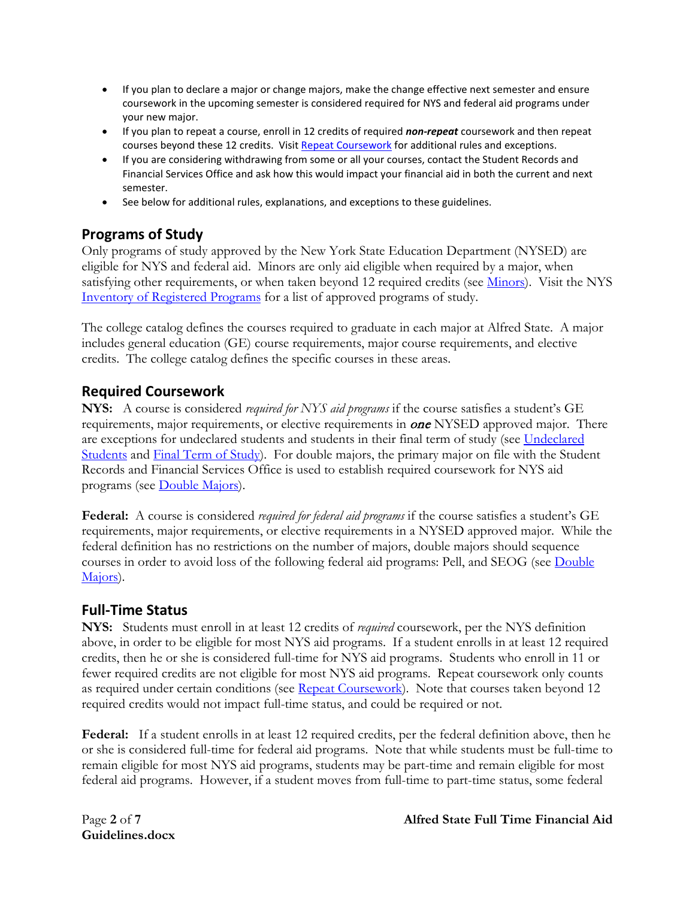- If you plan to declare a major or change majors, make the change effective next semester and ensure coursework in the upcoming semester is considered required for NYS and federal aid programs under your new major.
- If you plan to repeat a course, enroll in 12 credits of required ***non-repeat*** coursework and then repeat courses beyond these 12 credits. Visit [Repeat Coursework] for additional rules and exceptions.
- If you are considering withdrawing from some or all your courses, contact the Student Records and Financial Services Office and ask how this would impact your financial aid in both the current and next semester.
- See below for additional rules, explanations, and exceptions to these guidelines.

## Programs of Study

Only programs of study approved by the New York State Education Department (NYSED) are eligible for NYS and federal aid. Minors are only aid eligible when required by a major, when satisfying other requirements, or when taken beyond 12 required credits (see [Minors]). Visit the NYS [Inventory of Registered Programs] for a list of approved programs of study.

The college catalog defines the courses required to graduate in each major at Alfred State. A major includes general education (GE) course requirements, major course requirements, and elective credits. The college catalog defines the specific courses in these areas.

## Required Coursework

**NYS:** A course is considered *required for NYS aid programs* if the course satisfies a student's GE requirements, major requirements, or elective requirements in ***one*** NYSED approved major. There are exceptions for undeclared students and students in their final term of study (see [Undeclared Students] and [Final Term of Study]). For double majors, the primary major on file with the Student Records and Financial Services Office is used to establish required coursework for NYS aid programs (see [Double Majors]).

**Federal:** A course is considered *required for federal aid programs* if the course satisfies a student's GE requirements, major requirements, or elective requirements in a NYSED approved major. While the federal definition has no restrictions on the number of majors, double majors should sequence courses in order to avoid loss of the following federal aid programs: Pell, and SEOG (see [Double Majors]).

## Full-Time Status

**NYS:** Students must enroll in at least 12 credits of *required* coursework, per the NYS definition above, in order to be eligible for most NYS aid programs. If a student enrolls in at least 12 required credits, then he or she is considered full-time for NYS aid programs. Students who enroll in 11 or fewer required credits are not eligible for most NYS aid programs. Repeat coursework only counts as required under certain conditions (see [Repeat Coursework]). Note that courses taken beyond 12 required credits would not impact full-time status, and could be required or not.

**Federal:** If a student enrolls in at least 12 required credits, per the federal definition above, then he or she is considered full-time for federal aid programs. Note that while students must be full-time to remain eligible for most NYS aid programs, students may be part-time and remain eligible for most federal aid programs. However, if a student moves from full-time to part-time status, some federal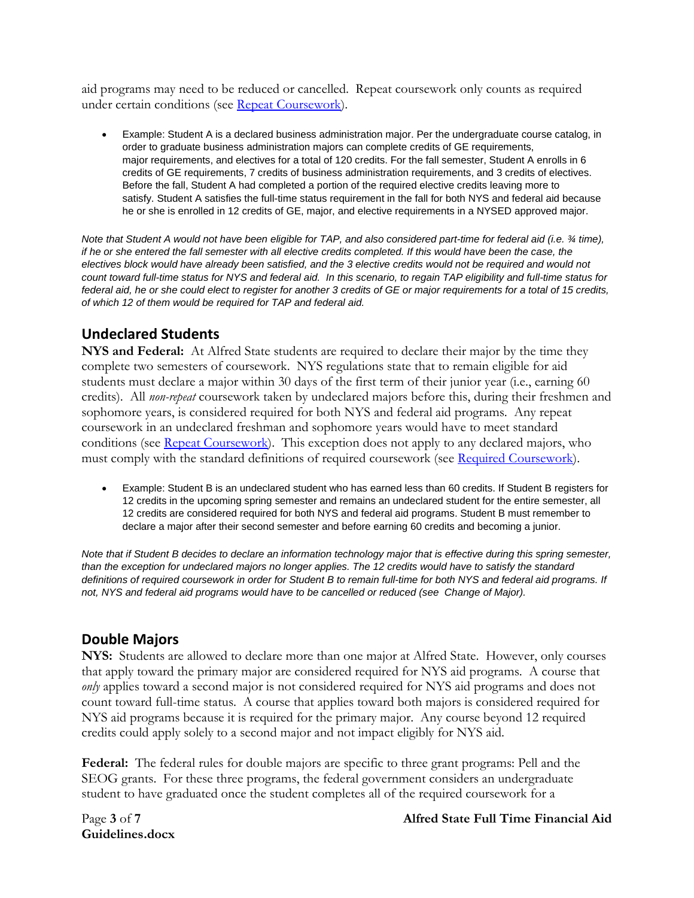aid programs may need to be reduced or cancelled. Repeat coursework only counts as required under certain conditions (see [Repeat Coursework](#)).

- Example: Student A is a declared business administration major. Per the undergraduate course catalog, in order to graduate business administration majors can complete credits of GE requirements, major requirements, and electives for a total of 120 credits. For the fall semester, Student A enrolls in 6 credits of GE requirements, 7 credits of business administration requirements, and 3 credits of electives. Before the fall, Student A had completed a portion of the required elective credits leaving more to satisfy. Student A satisfies the full-time status requirement in the fall for both NYS and federal aid because he or she is enrolled in 12 credits of GE, major, and elective requirements in a NYSED approved major.

*Note that Student A would not have been eligible for TAP, and also considered part-time for federal aid (i.e. ¾ time), if he or she entered the fall semester with all elective credits completed. If this would have been the case, the electives block would have already been satisfied, and the 3 elective credits would not be required and would not count toward full-time status for NYS and federal aid. In this scenario, to regain TAP eligibility and full-time status for federal aid, he or she could elect to register for another 3 credits of GE or major requirements for a total of 15 credits, of which 12 of them would be required for TAP and federal aid.*

## Undeclared Students

**NYS and Federal:** At Alfred State students are required to declare their major by the time they complete two semesters of coursework. NYS regulations state that to remain eligible for aid students must declare a major within 30 days of the first term of their junior year (i.e., earning 60 credits). All *non-repeat* coursework taken by undeclared majors before this, during their freshmen and sophomore years, is considered required for both NYS and federal aid programs. Any repeat coursework in an undeclared freshman and sophomore years would have to meet standard conditions (see [Repeat Coursework](#)). This exception does not apply to any declared majors, who must comply with the standard definitions of required coursework (see [Required Coursework](#)).

- Example: Student B is an undeclared student who has earned less than 60 credits. If Student B registers for 12 credits in the upcoming spring semester and remains an undeclared student for the entire semester, all 12 credits are considered required for both NYS and federal aid programs. Student B must remember to declare a major after their second semester and before earning 60 credits and becoming a junior.

*Note that if Student B decides to declare an information technology major that is effective during this spring semester, than the exception for undeclared majors no longer applies. The 12 credits would have to satisfy the standard definitions of required coursework in order for Student B to remain full-time for both NYS and federal aid programs. If not, NYS and federal aid programs would have to be cancelled or reduced (see Change of Major).*

## Double Majors

**NYS:** Students are allowed to declare more than one major at Alfred State. However, only courses that apply toward the primary major are considered required for NYS aid programs. A course that *only* applies toward a second major is not considered required for NYS aid programs and does not count toward full-time status. A course that applies toward both majors is considered required for NYS aid programs because it is required for the primary major. Any course beyond 12 required credits could apply solely to a second major and not impact eligibly for NYS aid.

**Federal:** The federal rules for double majors are specific to three grant programs: Pell and the SEOG grants. For these three programs, the federal government considers an undergraduate student to have graduated once the student completes all of the required coursework for a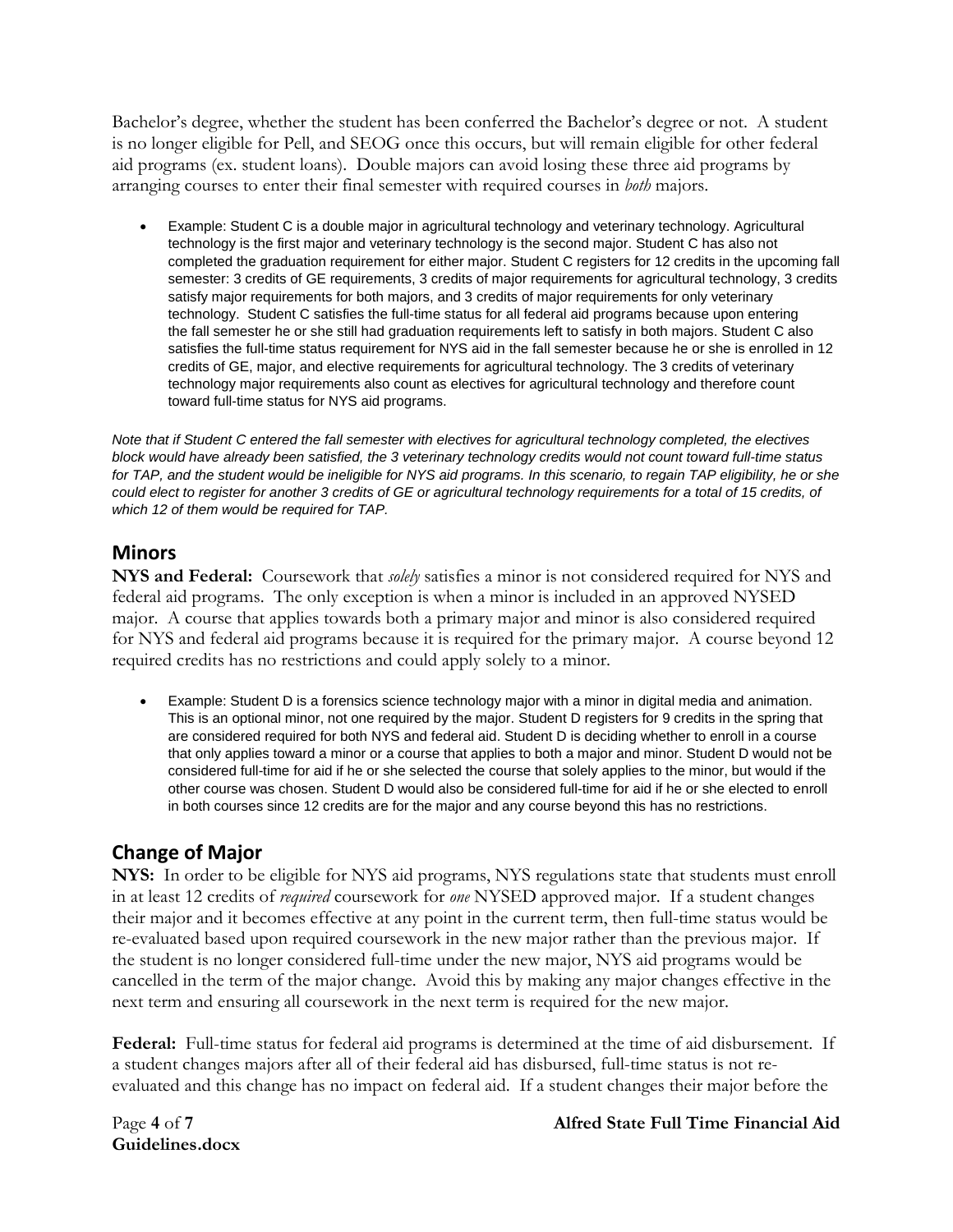Bachelor's degree, whether the student has been conferred the Bachelor's degree or not. A student is no longer eligible for Pell, and SEOG once this occurs, but will remain eligible for other federal aid programs (ex. student loans). Double majors can avoid losing these three aid programs by arranging courses to enter their final semester with required courses in *both* majors.

- Example: Student C is a double major in agricultural technology and veterinary technology. Agricultural technology is the first major and veterinary technology is the second major. Student C has also not completed the graduation requirement for either major. Student C registers for 12 credits in the upcoming fall semester: 3 credits of GE requirements, 3 credits of major requirements for agricultural technology, 3 credits satisfy major requirements for both majors, and 3 credits of major requirements for only veterinary technology. Student C satisfies the full-time status for all federal aid programs because upon entering the fall semester he or she still had graduation requirements left to satisfy in both majors. Student C also satisfies the full-time status requirement for NYS aid in the fall semester because he or she is enrolled in 12 credits of GE, major, and elective requirements for agricultural technology. The 3 credits of veterinary technology major requirements also count as electives for agricultural technology and therefore count toward full-time status for NYS aid programs.

*Note that if Student C entered the fall semester with electives for agricultural technology completed, the electives block would have already been satisfied, the 3 veterinary technology credits would not count toward full-time status for TAP, and the student would be ineligible for NYS aid programs. In this scenario, to regain TAP eligibility, he or she could elect to register for another 3 credits of GE or agricultural technology requirements for a total of 15 credits, of which 12 of them would be required for TAP.*

## Minors

**NYS and Federal:** Coursework that *solely* satisfies a minor is not considered required for NYS and federal aid programs. The only exception is when a minor is included in an approved NYSED major. A course that applies towards both a primary major and minor is also considered required for NYS and federal aid programs because it is required for the primary major. A course beyond 12 required credits has no restrictions and could apply solely to a minor.

- Example: Student D is a forensics science technology major with a minor in digital media and animation. This is an optional minor, not one required by the major. Student D registers for 9 credits in the spring that are considered required for both NYS and federal aid. Student D is deciding whether to enroll in a course that only applies toward a minor or a course that applies to both a major and minor. Student D would not be considered full-time for aid if he or she selected the course that solely applies to the minor, but would if the other course was chosen. Student D would also be considered full-time for aid if he or she elected to enroll in both courses since 12 credits are for the major and any course beyond this has no restrictions.

## Change of Major

**NYS:** In order to be eligible for NYS aid programs, NYS regulations state that students must enroll in at least 12 credits of *required* coursework for *one* NYSED approved major. If a student changes their major and it becomes effective at any point in the current term, then full-time status would be re-evaluated based upon required coursework in the new major rather than the previous major. If the student is no longer considered full-time under the new major, NYS aid programs would be cancelled in the term of the major change. Avoid this by making any major changes effective in the next term and ensuring all coursework in the next term is required for the new major.

**Federal:** Full-time status for federal aid programs is determined at the time of aid disbursement. If a student changes majors after all of their federal aid has disbursed, full-time status is not re-evaluated and this change has no impact on federal aid. If a student changes their major before the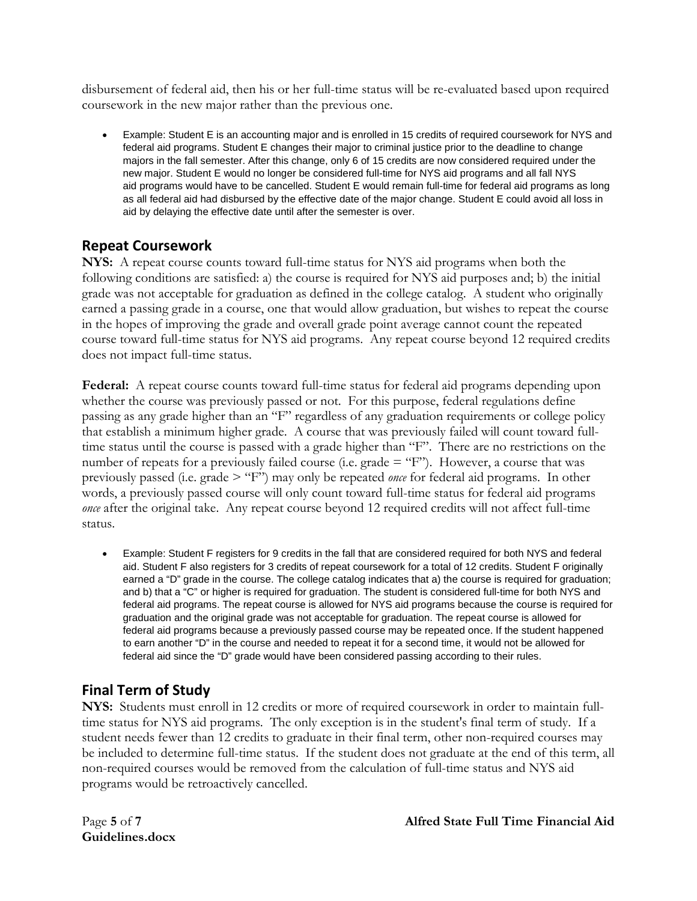disbursement of federal aid, then his or her full-time status will be re-evaluated based upon required coursework in the new major rather than the previous one.

- Example: Student E is an accounting major and is enrolled in 15 credits of required coursework for NYS and federal aid programs. Student E changes their major to criminal justice prior to the deadline to change majors in the fall semester. After this change, only 6 of 15 credits are now considered required under the new major. Student E would no longer be considered full-time for NYS aid programs and all fall NYS aid programs would have to be cancelled. Student E would remain full-time for federal aid programs as long as all federal aid had disbursed by the effective date of the major change. Student E could avoid all loss in aid by delaying the effective date until after the semester is over.

## Repeat Coursework

**NYS:** A repeat course counts toward full-time status for NYS aid programs when both the following conditions are satisfied: a) the course is required for NYS aid purposes and; b) the initial grade was not acceptable for graduation as defined in the college catalog. A student who originally earned a passing grade in a course, one that would allow graduation, but wishes to repeat the course in the hopes of improving the grade and overall grade point average cannot count the repeated course toward full-time status for NYS aid programs. Any repeat course beyond 12 required credits does not impact full-time status.

**Federal:** A repeat course counts toward full-time status for federal aid programs depending upon whether the course was previously passed or not. For this purpose, federal regulations define passing as any grade higher than an "F" regardless of any graduation requirements or college policy that establish a minimum higher grade. A course that was previously failed will count toward full-time status until the course is passed with a grade higher than "F". There are no restrictions on the number of repeats for a previously failed course (i.e. grade = "F"). However, a course that was previously passed (i.e. grade > "F") may only be repeated *once* for federal aid programs. In other words, a previously passed course will only count toward full-time status for federal aid programs *once* after the original take. Any repeat course beyond 12 required credits will not affect full-time status.

- Example: Student F registers for 9 credits in the fall that are considered required for both NYS and federal aid. Student F also registers for 3 credits of repeat coursework for a total of 12 credits. Student F originally earned a "D" grade in the course. The college catalog indicates that a) the course is required for graduation; and b) that a "C" or higher is required for graduation. The student is considered full-time for both NYS and federal aid programs. The repeat course is allowed for NYS aid programs because the course is required for graduation and the original grade was not acceptable for graduation. The repeat course is allowed for federal aid programs because a previously passed course may be repeated once. If the student happened to earn another "D" in the course and needed to repeat it for a second time, it would not be allowed for federal aid since the "D" grade would have been considered passing according to their rules.

## Final Term of Study

**NYS:** Students must enroll in 12 credits or more of required coursework in order to maintain full-time status for NYS aid programs. The only exception is in the student's final term of study. If a student needs fewer than 12 credits to graduate in their final term, other non-required courses may be included to determine full-time status. If the student does not graduate at the end of this term, all non-required courses would be removed from the calculation of full-time status and NYS aid programs would be retroactively cancelled.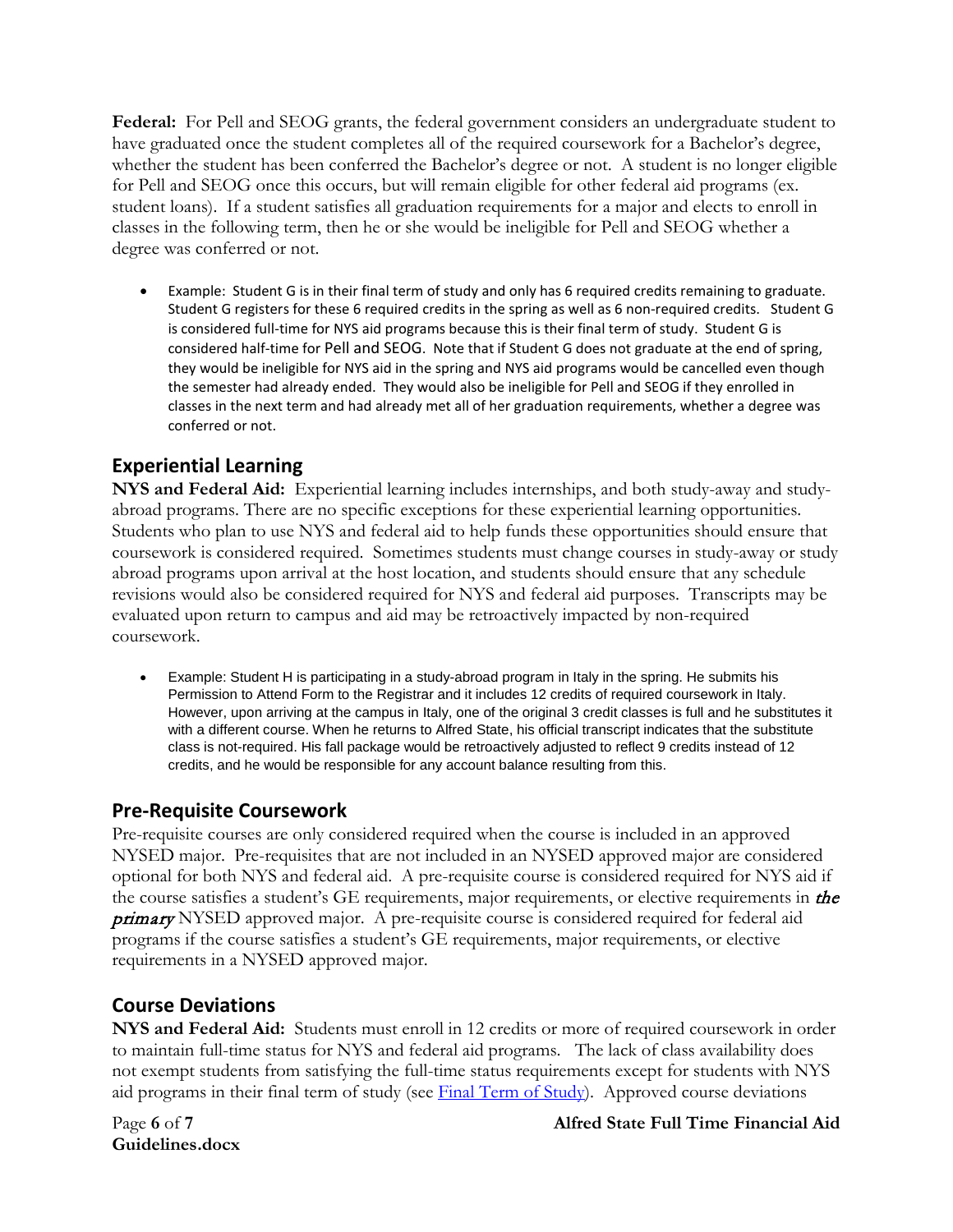**Federal:** For Pell and SEOG grants, the federal government considers an undergraduate student to have graduated once the student completes all of the required coursework for a Bachelor's degree, whether the student has been conferred the Bachelor's degree or not. A student is no longer eligible for Pell and SEOG once this occurs, but will remain eligible for other federal aid programs (ex. student loans). If a student satisfies all graduation requirements for a major and elects to enroll in classes in the following term, then he or she would be ineligible for Pell and SEOG whether a degree was conferred or not.

- Example: Student G is in their final term of study and only has 6 required credits remaining to graduate. Student G registers for these 6 required credits in the spring as well as 6 non-required credits. Student G is considered full-time for NYS aid programs because this is their final term of study. Student G is considered half-time for Pell and SEOG. Note that if Student G does not graduate at the end of spring, they would be ineligible for NYS aid in the spring and NYS aid programs would be cancelled even though the semester had already ended. They would also be ineligible for Pell and SEOG if they enrolled in classes in the next term and had already met all of her graduation requirements, whether a degree was conferred or not.

## Experiential Learning

**NYS and Federal Aid:** Experiential learning includes internships, and both study-away and study-abroad programs. There are no specific exceptions for these experiential learning opportunities. Students who plan to use NYS and federal aid to help funds these opportunities should ensure that coursework is considered required. Sometimes students must change courses in study-away or study abroad programs upon arrival at the host location, and students should ensure that any schedule revisions would also be considered required for NYS and federal aid purposes. Transcripts may be evaluated upon return to campus and aid may be retroactively impacted by non-required coursework.

- Example: Student H is participating in a study-abroad program in Italy in the spring. He submits his Permission to Attend Form to the Registrar and it includes 12 credits of required coursework in Italy. However, upon arriving at the campus in Italy, one of the original 3 credit classes is full and he substitutes it with a different course. When he returns to Alfred State, his official transcript indicates that the substitute class is not-required. His fall package would be retroactively adjusted to reflect 9 credits instead of 12 credits, and he would be responsible for any account balance resulting from this.

## Pre-Requisite Coursework

Pre-requisite courses are only considered required when the course is included in an approved NYSED major. Pre-requisites that are not included in an NYSED approved major are considered optional for both NYS and federal aid. A pre-requisite course is considered required for NYS aid if the course satisfies a student's GE requirements, major requirements, or elective requirements in ***the primary*** NYSED approved major. A pre-requisite course is considered required for federal aid programs if the course satisfies a student's GE requirements, major requirements, or elective requirements in a NYSED approved major.

## Course Deviations

**NYS and Federal Aid:** Students must enroll in 12 credits or more of required coursework in order to maintain full-time status for NYS and federal aid programs. The lack of class availability does not exempt students from satisfying the full-time status requirements except for students with NYS aid programs in their final term of study (see Final Term of Study). Approved course deviations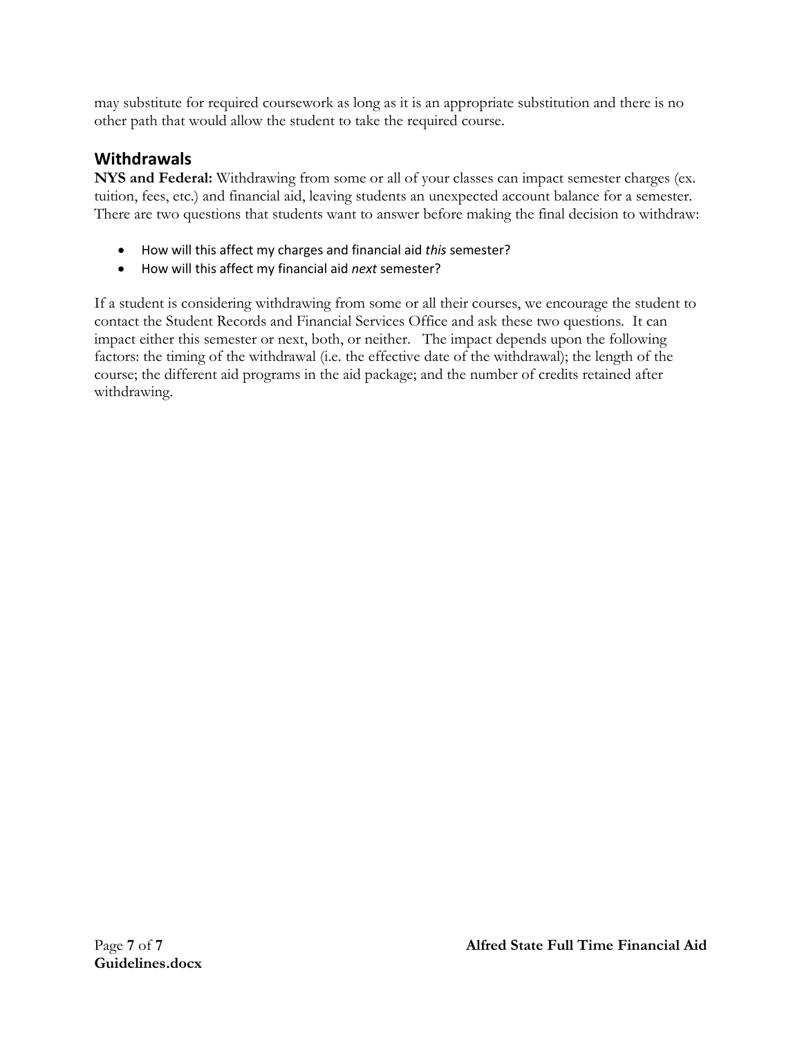may substitute for required coursework as long as it is an appropriate substitution and there is no other path that would allow the student to take the required course.

## Withdrawals

**NYS and Federal:** Withdrawing from some or all of your classes can impact semester charges (ex. tuition, fees, etc.) and financial aid, leaving students an unexpected account balance for a semester. There are two questions that students want to answer before making the final decision to withdraw:

- How will this affect my charges and financial aid *this* semester?
- How will this affect my financial aid *next* semester?

If a student is considering withdrawing from some or all their courses, we encourage the student to contact the Student Records and Financial Services Office and ask these two questions. It can impact either this semester or next, both, or neither. The impact depends upon the following factors: the timing of the withdrawal (i.e. the effective date of the withdrawal); the length of the course; the different aid programs in the aid package; and the number of credits retained after withdrawing.